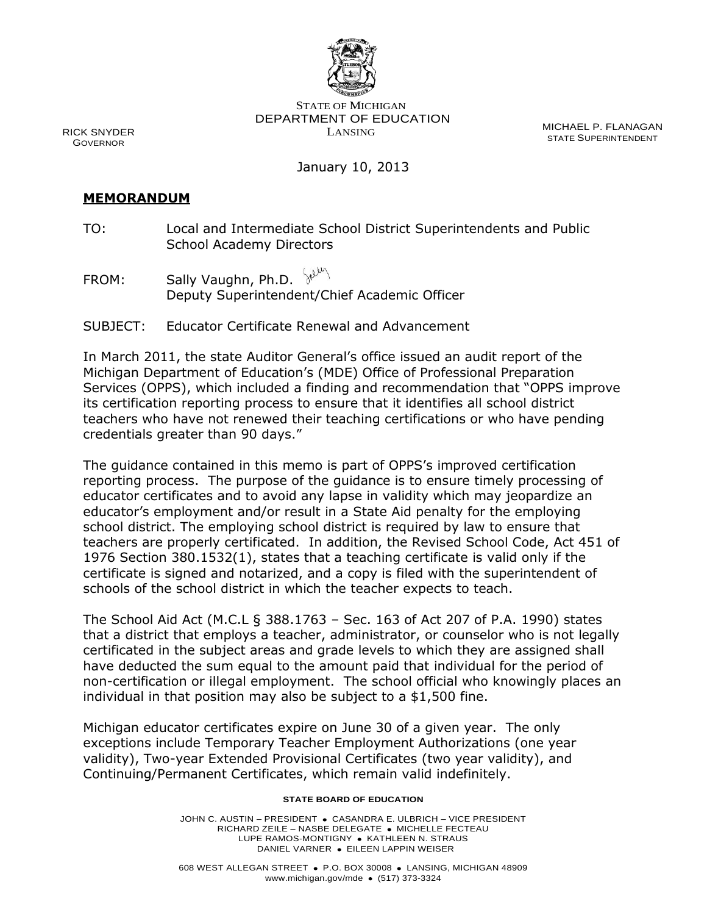STATE OF MICHIGAN
DEPARTMENT OF EDUCATION
LANSING

RICK SNYDER
GOVERNOR

MICHAEL P. FLANAGAN
STATE SUPERINTENDENT

January 10, 2013

**MEMORANDUM**

TO: Local and Intermediate School District Superintendents and Public School Academy Directors

FROM: Sally Vaughn, Ph.D.
Deputy Superintendent/Chief Academic Officer

SUBJECT: Educator Certificate Renewal and Advancement

In March 2011, the state Auditor General's office issued an audit report of the Michigan Department of Education's (MDE) Office of Professional Preparation Services (OPPS), which included a finding and recommendation that "OPPS improve its certification reporting process to ensure that it identifies all school district teachers who have not renewed their teaching certifications or who have pending credentials greater than 90 days."

The guidance contained in this memo is part of OPPS's improved certification reporting process. The purpose of the guidance is to ensure timely processing of educator certificates and to avoid any lapse in validity which may jeopardize an educator's employment and/or result in a State Aid penalty for the employing school district. The employing school district is required by law to ensure that teachers are properly certificated. In addition, the Revised School Code, Act 451 of 1976 Section 380.1532(1), states that a teaching certificate is valid only if the certificate is signed and notarized, and a copy is filed with the superintendent of schools of the school district in which the teacher expects to teach.

The School Aid Act (M.C.L § 388.1763 – Sec. 163 of Act 207 of P.A. 1990) states that a district that employs a teacher, administrator, or counselor who is not legally certificated in the subject areas and grade levels to which they are assigned shall have deducted the sum equal to the amount paid that individual for the period of non-certification or illegal employment. The school official who knowingly places an individual in that position may also be subject to a $1,500 fine.

Michigan educator certificates expire on June 30 of a given year. The only exceptions include Temporary Teacher Employment Authorizations (one year validity), Two-year Extended Provisional Certificates (two year validity), and Continuing/Permanent Certificates, which remain valid indefinitely.

**STATE BOARD OF EDUCATION**

JOHN C. AUSTIN – PRESIDENT • CASANDRA E. ULBRICH – VICE PRESIDENT
RICHARD ZEILE – NASBE DELEGATE • MICHELLE FECTEAU
LUPE RAMOS-MONTIGNY • KATHLEEN N. STRAUS
DANIEL VARNER • EILEEN LAPPIN WEISER

608 WEST ALLEGAN STREET • P.O. BOX 30008 • LANSING, MICHIGAN 48909
www.michigan.gov/mde • (517) 373-3324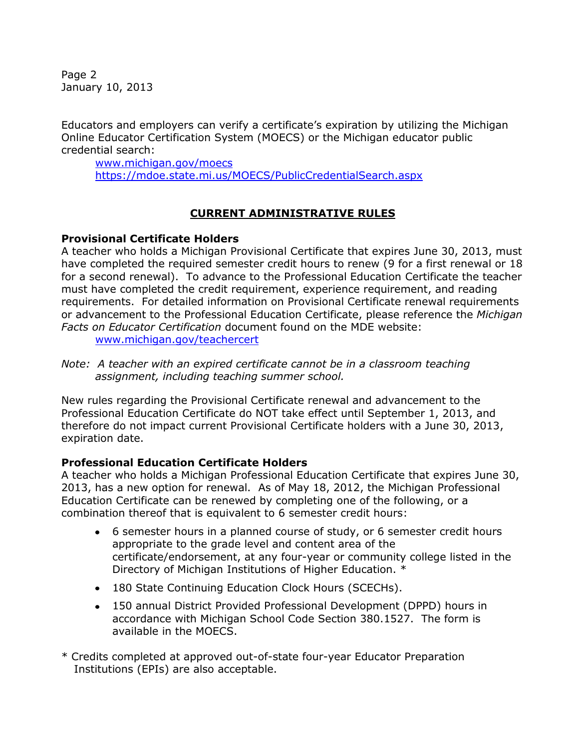Educators and employers can verify a certificate's expiration by utilizing the Michigan Online Educator Certification System (MOECS) or the Michigan educator public credential search:

www.michigan.gov/moecs
https://mdoe.state.mi.us/MOECS/PublicCredentialSearch.aspx

## CURRENT ADMINISTRATIVE RULES

**Provisional Certificate Holders**
A teacher who holds a Michigan Provisional Certificate that expires June 30, 2013, must have completed the required semester credit hours to renew (9 for a first renewal or 18 for a second renewal). To advance to the Professional Education Certificate the teacher must have completed the credit requirement, experience requirement, and reading requirements. For detailed information on Provisional Certificate renewal requirements or advancement to the Professional Education Certificate, please reference the *Michigan Facts on Educator Certification* document found on the MDE website:

www.michigan.gov/teachercert

*Note: A teacher with an expired certificate cannot be in a classroom teaching assignment, including teaching summer school.*

New rules regarding the Provisional Certificate renewal and advancement to the Professional Education Certificate do NOT take effect until September 1, 2013, and therefore do not impact current Provisional Certificate holders with a June 30, 2013, expiration date.

**Professional Education Certificate Holders**
A teacher who holds a Michigan Professional Education Certificate that expires June 30, 2013, has a new option for renewal. As of May 18, 2012, the Michigan Professional Education Certificate can be renewed by completing one of the following, or a combination thereof that is equivalent to 6 semester credit hours:

- 6 semester hours in a planned course of study, or 6 semester credit hours appropriate to the grade level and content area of the certificate/endorsement, at any four-year or community college listed in the Directory of Michigan Institutions of Higher Education. *
- 180 State Continuing Education Clock Hours (SCECHs).
- 150 annual District Provided Professional Development (DPPD) hours in accordance with Michigan School Code Section 380.1527. The form is available in the MOECS.

* Credits completed at approved out-of-state four-year Educator Preparation Institutions (EPIs) are also acceptable.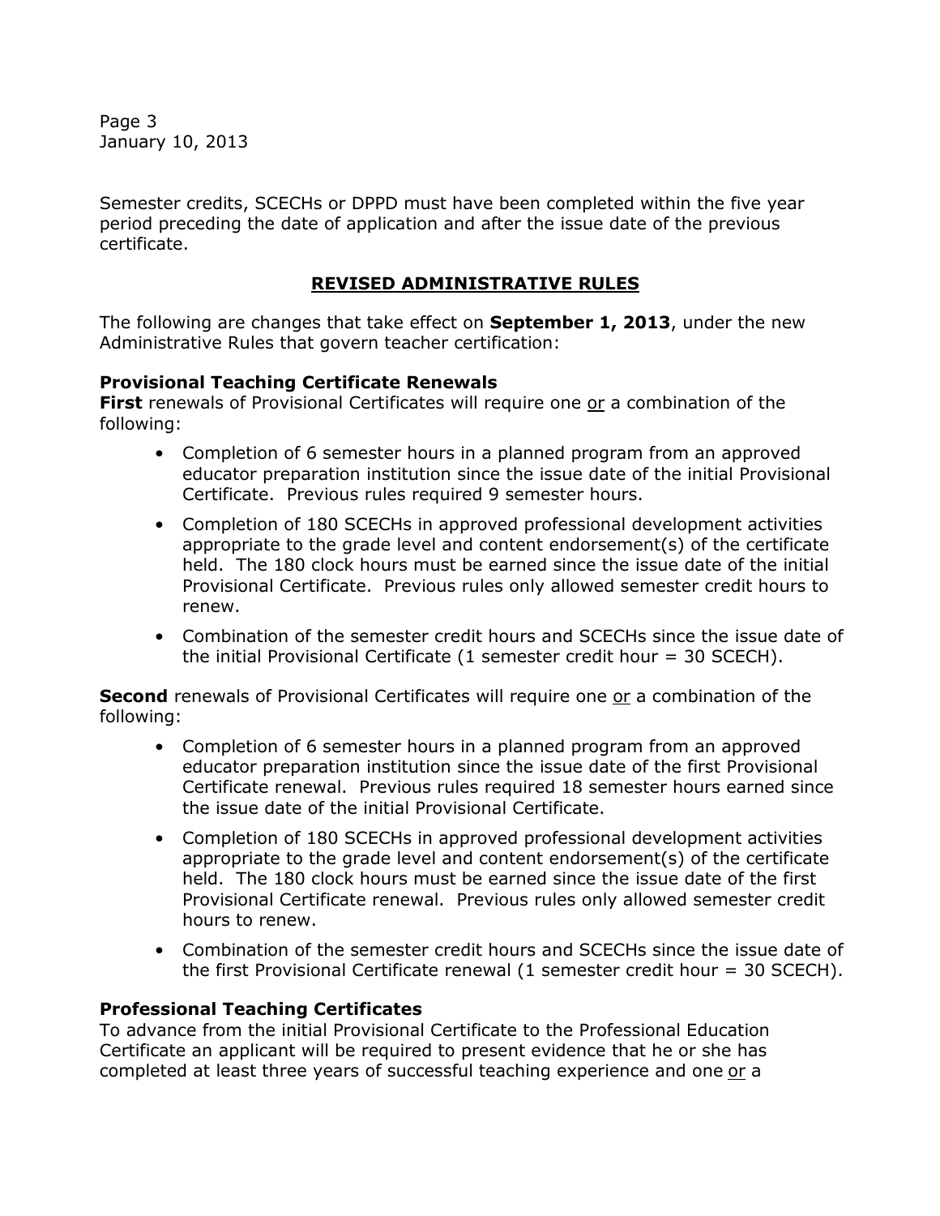Semester credits, SCECHs or DPPD must have been completed within the five year period preceding the date of application and after the issue date of the previous certificate.

## REVISED ADMINISTRATIVE RULES

The following are changes that take effect on **September 1, 2013**, under the new Administrative Rules that govern teacher certification:

### Provisional Teaching Certificate Renewals

**First** renewals of Provisional Certificates will require one or a combination of the following:

- Completion of 6 semester hours in a planned program from an approved educator preparation institution since the issue date of the initial Provisional Certificate. Previous rules required 9 semester hours.
- Completion of 180 SCECHs in approved professional development activities appropriate to the grade level and content endorsement(s) of the certificate held. The 180 clock hours must be earned since the issue date of the initial Provisional Certificate. Previous rules only allowed semester credit hours to renew.
- Combination of the semester credit hours and SCECHs since the issue date of the initial Provisional Certificate (1 semester credit hour = 30 SCECH).

**Second** renewals of Provisional Certificates will require one or a combination of the following:

- Completion of 6 semester hours in a planned program from an approved educator preparation institution since the issue date of the first Provisional Certificate renewal. Previous rules required 18 semester hours earned since the issue date of the initial Provisional Certificate.
- Completion of 180 SCECHs in approved professional development activities appropriate to the grade level and content endorsement(s) of the certificate held. The 180 clock hours must be earned since the issue date of the first Provisional Certificate renewal. Previous rules only allowed semester credit hours to renew.
- Combination of the semester credit hours and SCECHs since the issue date of the first Provisional Certificate renewal (1 semester credit hour = 30 SCECH).

### Professional Teaching Certificates

To advance from the initial Provisional Certificate to the Professional Education Certificate an applicant will be required to present evidence that he or she has completed at least three years of successful teaching experience and one or a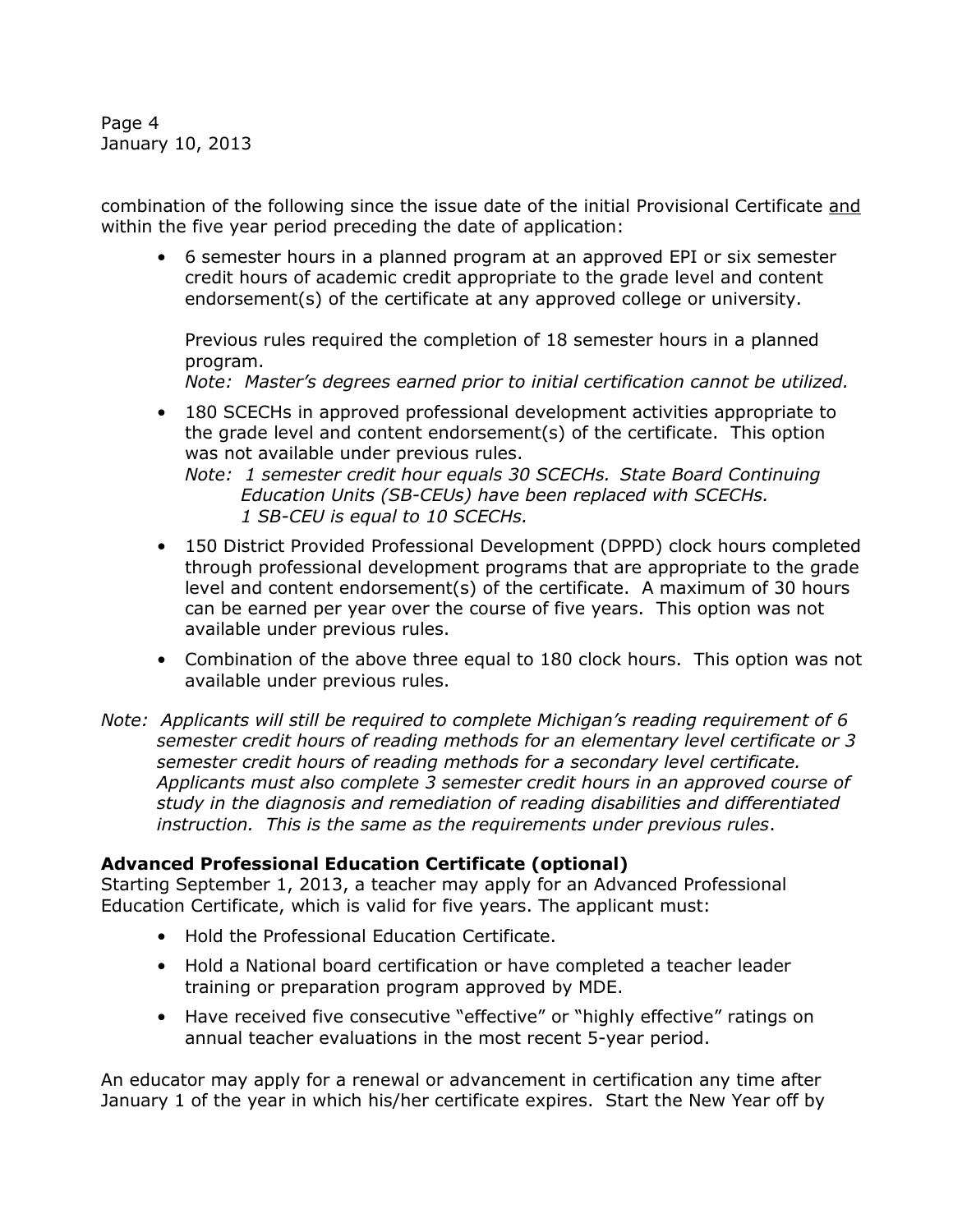combination of the following since the issue date of the initial Provisional Certificate <u>and</u> within the five year period preceding the date of application:

- 6 semester hours in a planned program at an approved EPI or six semester credit hours of academic credit appropriate to the grade level and content endorsement(s) of the certificate at any approved college or university.

  Previous rules required the completion of 18 semester hours in a planned program.
  *Note: Master's degrees earned prior to initial certification cannot be utilized.*

- 180 SCECHs in approved professional development activities appropriate to the grade level and content endorsement(s) of the certificate. This option was not available under previous rules.
  *Note: 1 semester credit hour equals 30 SCECHs. State Board Continuing Education Units (SB-CEUs) have been replaced with SCECHs. 1 SB-CEU is equal to 10 SCECHs.*

- 150 District Provided Professional Development (DPPD) clock hours completed through professional development programs that are appropriate to the grade level and content endorsement(s) of the certificate. A maximum of 30 hours can be earned per year over the course of five years. This option was not available under previous rules.

- Combination of the above three equal to 180 clock hours. This option was not available under previous rules.

*Note: Applicants will still be required to complete Michigan's reading requirement of 6 semester credit hours of reading methods for an elementary level certificate or 3 semester credit hours of reading methods for a secondary level certificate. Applicants must also complete 3 semester credit hours in an approved course of study in the diagnosis and remediation of reading disabilities and differentiated instruction. This is the same as the requirements under previous rules.*

**Advanced Professional Education Certificate (optional)**
Starting September 1, 2013, a teacher may apply for an Advanced Professional Education Certificate, which is valid for five years. The applicant must:

- Hold the Professional Education Certificate.
- Hold a National board certification or have completed a teacher leader training or preparation program approved by MDE.
- Have received five consecutive "effective" or "highly effective" ratings on annual teacher evaluations in the most recent 5-year period.

An educator may apply for a renewal or advancement in certification any time after January 1 of the year in which his/her certificate expires. Start the New Year off by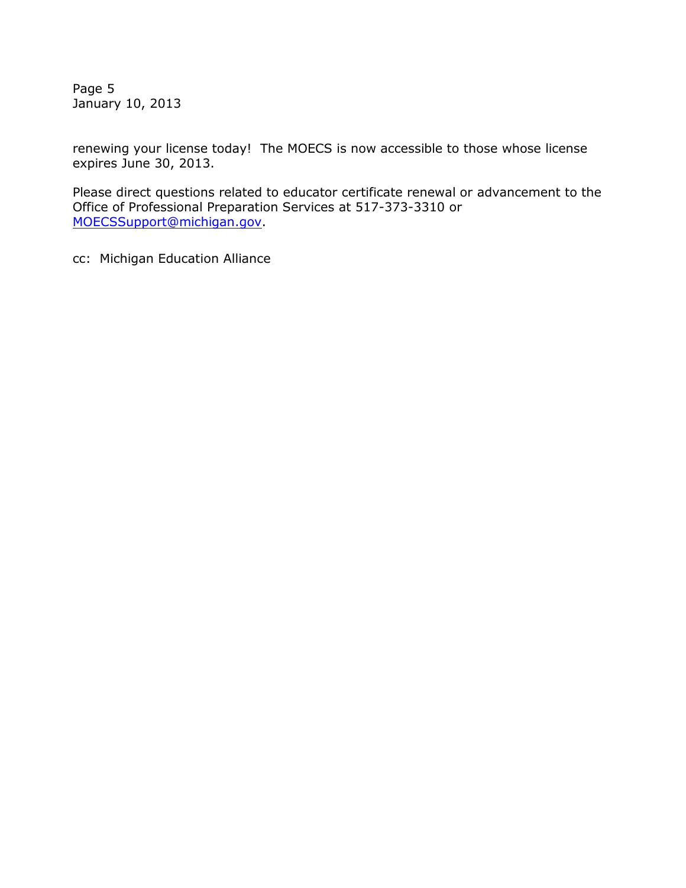renewing your license today! The MOECS is now accessible to those whose license expires June 30, 2013.

Please direct questions related to educator certificate renewal or advancement to the Office of Professional Preparation Services at 517-373-3310 or MOECSSupport@michigan.gov.

cc: Michigan Education Alliance